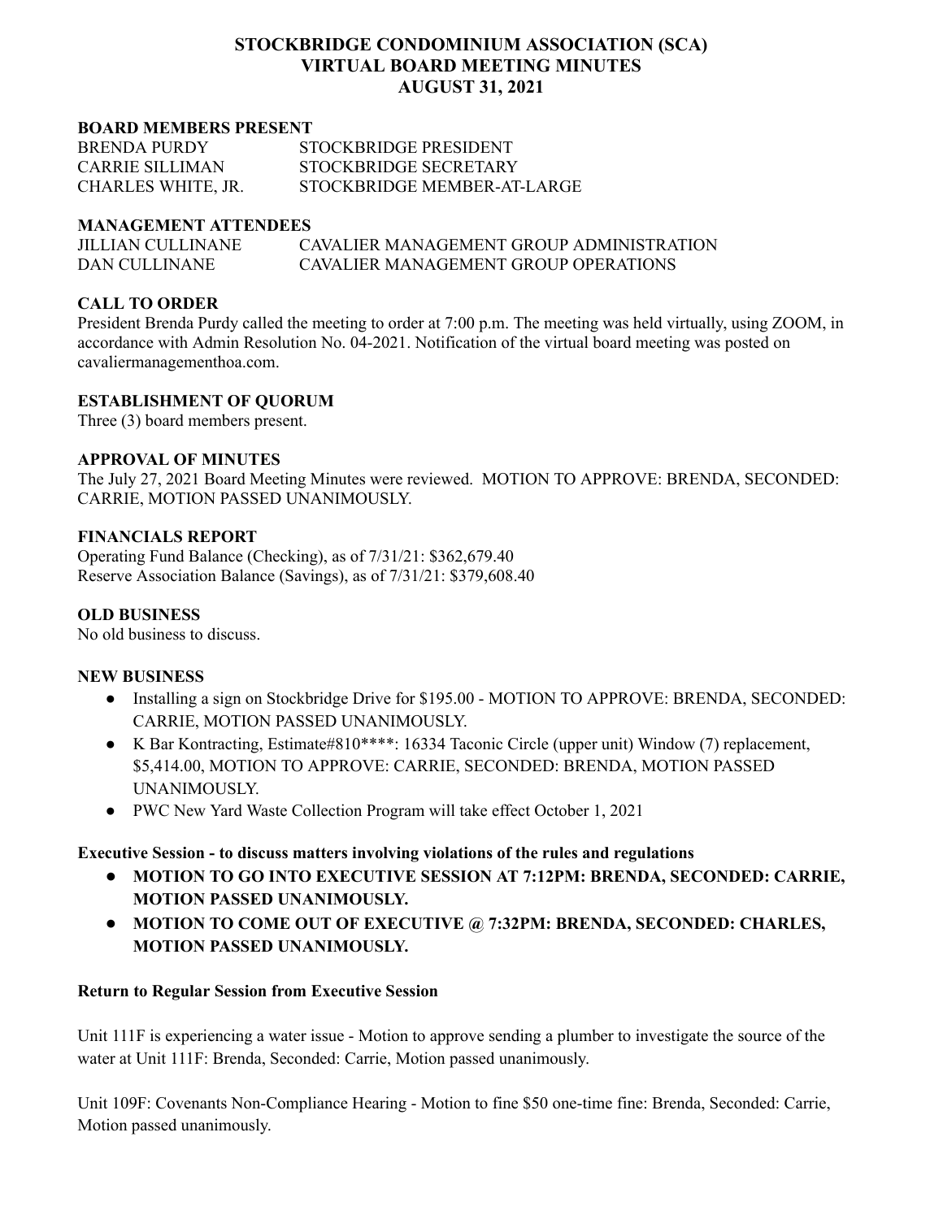# STOCKBRIDGE CONDOMINIUM ASSOCIATION (SCA)
# VIRTUAL BOARD MEETING MINUTES
# AUGUST 31, 2021

**BOARD MEMBERS PRESENT**

BRENDA PURDY STOCKBRIDGE PRESIDENT
CARRIE SILLIMAN STOCKBRIDGE SECRETARY
CHARLES WHITE, JR. STOCKBRIDGE MEMBER-AT-LARGE

**MANAGEMENT ATTENDEES**

JILLIAN CULLINANE CAVALIER MANAGEMENT GROUP ADMINISTRATION
DAN CULLINANE CAVALIER MANAGEMENT GROUP OPERATIONS

**CALL TO ORDER**

President Brenda Purdy called the meeting to order at 7:00 p.m. The meeting was held virtually, using ZOOM, in accordance with Admin Resolution No. 04-2021. Notification of the virtual board meeting was posted on cavaliermanagementhoa.com.

**ESTABLISHMENT OF QUORUM**

Three (3) board members present.

**APPROVAL OF MINUTES**

The July 27, 2021 Board Meeting Minutes were reviewed. MOTION TO APPROVE: BRENDA, SECONDED: CARRIE, MOTION PASSED UNANIMOUSLY.

**FINANCIALS REPORT**

Operating Fund Balance (Checking), as of 7/31/21: $362,679.40
Reserve Association Balance (Savings), as of 7/31/21: $379,608.40

**OLD BUSINESS**

No old business to discuss.

**NEW BUSINESS**

- Installing a sign on Stockbridge Drive for $195.00 - MOTION TO APPROVE: BRENDA, SECONDED: CARRIE, MOTION PASSED UNANIMOUSLY.
- K Bar Kontracting, Estimate#810****: 16334 Taconic Circle (upper unit) Window (7) replacement, $5,414.00, MOTION TO APPROVE: CARRIE, SECONDED: BRENDA, MOTION PASSED UNANIMOUSLY.
- PWC New Yard Waste Collection Program will take effect October 1, 2021

**Executive Session - to discuss matters involving violations of the rules and regulations**

- **MOTION TO GO INTO EXECUTIVE SESSION AT 7:12PM: BRENDA, SECONDED: CARRIE, MOTION PASSED UNANIMOUSLY.**
- **MOTION TO COME OUT OF EXECUTIVE @ 7:32PM: BRENDA, SECONDED: CHARLES, MOTION PASSED UNANIMOUSLY.**

**Return to Regular Session from Executive Session**

Unit 111F is experiencing a water issue - Motion to approve sending a plumber to investigate the source of the water at Unit 111F: Brenda, Seconded: Carrie, Motion passed unanimously.

Unit 109F: Covenants Non-Compliance Hearing - Motion to fine $50 one-time fine: Brenda, Seconded: Carrie, Motion passed unanimously.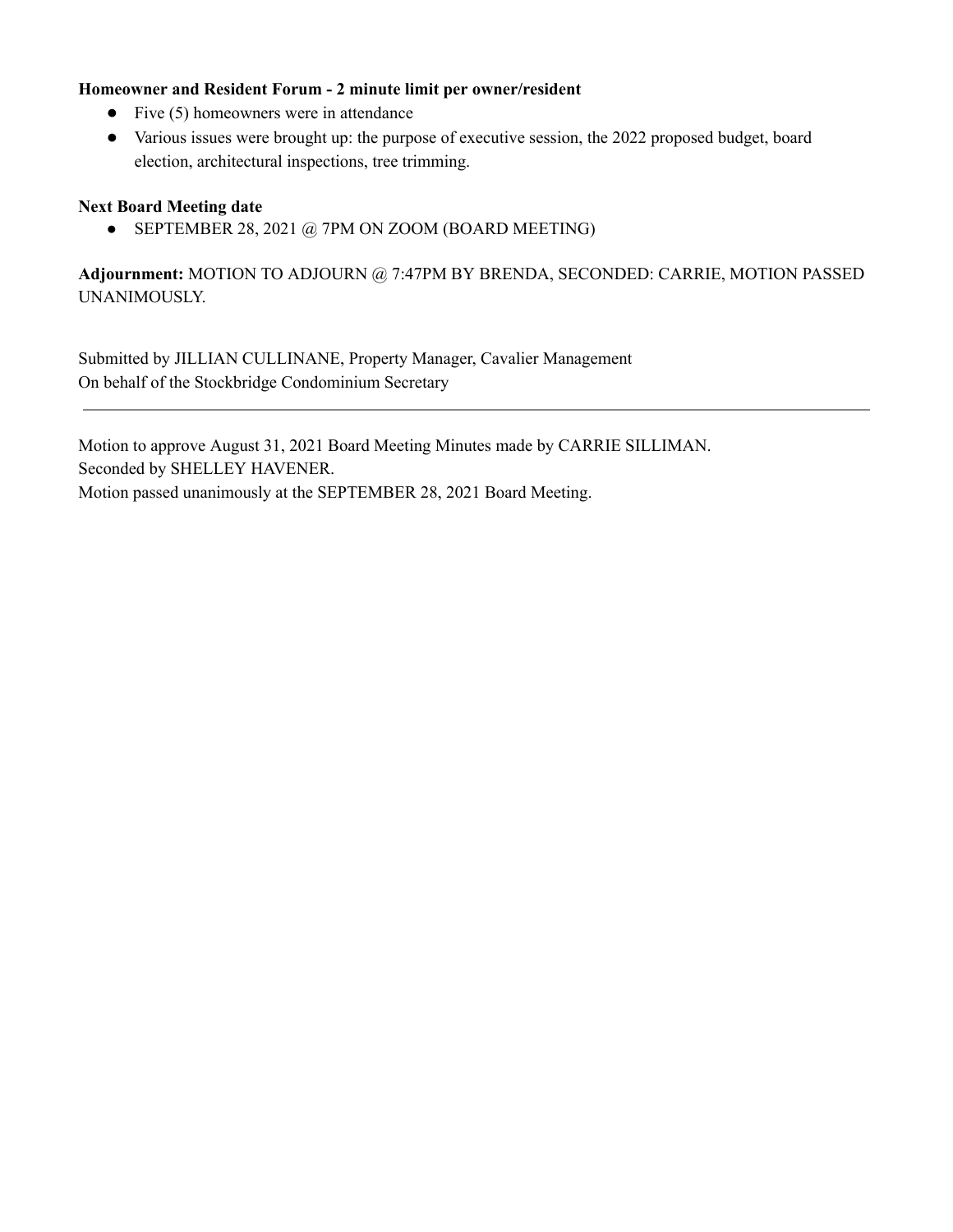**Homeowner and Resident Forum - 2 minute limit per owner/resident**

- Five (5) homeowners were in attendance
- Various issues were brought up: the purpose of executive session, the 2022 proposed budget, board election, architectural inspections, tree trimming.

**Next Board Meeting date**

- SEPTEMBER 28, 2021 @ 7PM ON ZOOM (BOARD MEETING)

**Adjournment:** MOTION TO ADJOURN @ 7:47PM BY BRENDA, SECONDED: CARRIE, MOTION PASSED UNANIMOUSLY.

Submitted by JILLIAN CULLINANE, Property Manager, Cavalier Management
On behalf of the Stockbridge Condominium Secretary

---

Motion to approve August 31, 2021 Board Meeting Minutes made by CARRIE SILLIMAN.
Seconded by SHELLEY HAVENER.
Motion passed unanimously at the SEPTEMBER 28, 2021 Board Meeting.